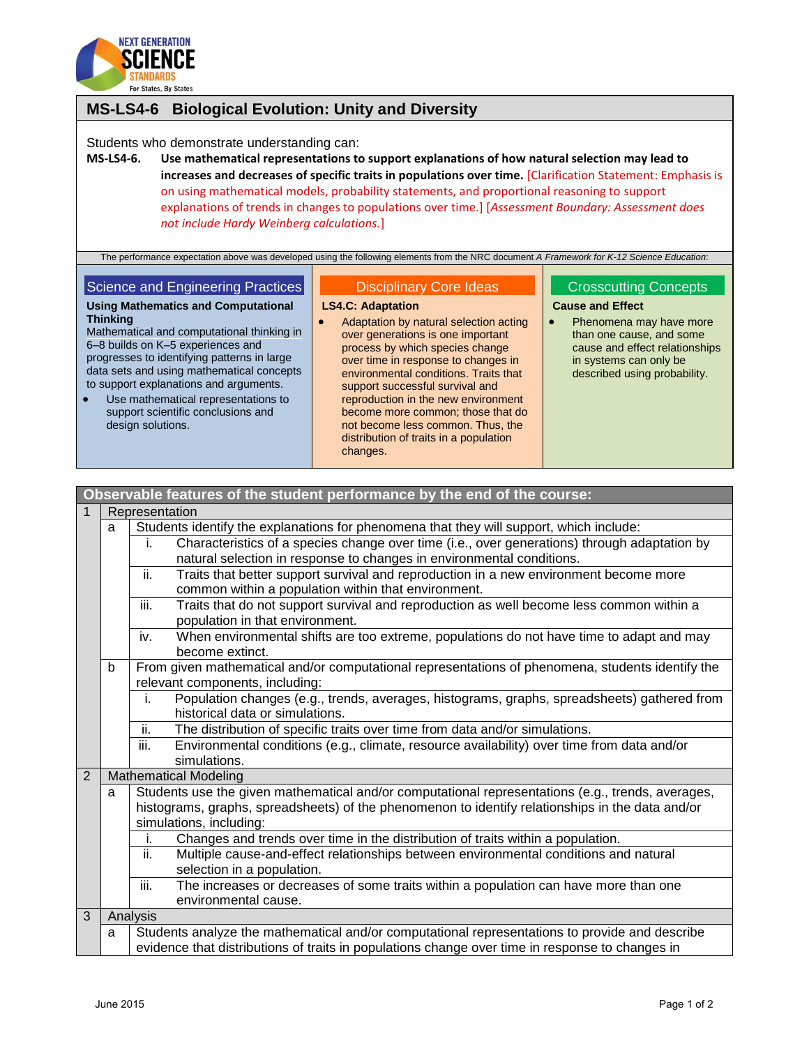# MS-LS4-6 Biological Evolution: Unity and Diversity

Students who demonstrate understanding can:

**MS-LS4-6. Use mathematical representations to support explanations of how natural selection may lead to increases and decreases of specific traits in populations over time.** [Clarification Statement: Emphasis is on using mathematical models, probability statements, and proportional reasoning to support explanations of trends in changes to populations over time.] [*Assessment Boundary: Assessment does not include Hardy Weinberg calculations.*]

The performance expectation above was developed using the following elements from the NRC document *A Framework for K-12 Science Education*:

## Science and Engineering Practices

**Using Mathematics and Computational Thinking**

Mathematical and computational thinking in 6–8 builds on K–5 experiences and progresses to identifying patterns in large data sets and using mathematical concepts to support explanations and arguments.

- Use mathematical representations to support scientific conclusions and design solutions.

## Disciplinary Core Ideas

**LS4.C: Adaptation**

- Adaptation by natural selection acting over generations is one important process by which species change over time in response to changes in environmental conditions. Traits that support successful survival and reproduction in the new environment become more common; those that do not become less common. Thus, the distribution of traits in a population changes.

## Crosscutting Concepts

**Cause and Effect**

- Phenomena may have more than one cause, and some cause and effect relationships in systems can only be described using probability.

## Observable features of the student performance by the end of the course:

| | | | |
|---|---|---|---|
| 1 | Representation | | |
| | a | Students identify the explanations for phenomena that they will support, which include: | |
| | | i. | Characteristics of a species change over time (i.e., over generations) through adaptation by natural selection in response to changes in environmental conditions. |
| | | ii. | Traits that better support survival and reproduction in a new environment become more common within a population within that environment. |
| | | iii. | Traits that do not support survival and reproduction as well become less common within a population in that environment. |
| | | iv. | When environmental shifts are too extreme, populations do not have time to adapt and may become extinct. |
| | b | From given mathematical and/or computational representations of phenomena, students identify the relevant components, including: | |
| | | i. | Population changes (e.g., trends, averages, histograms, graphs, spreadsheets) gathered from historical data or simulations. |
| | | ii. | The distribution of specific traits over time from data and/or simulations. |
| | | iii. | Environmental conditions (e.g., climate, resource availability) over time from data and/or simulations. |
| 2 | Mathematical Modeling | | |
| | a | Students use the given mathematical and/or computational representations (e.g., trends, averages, histograms, graphs, spreadsheets) of the phenomenon to identify relationships in the data and/or simulations, including: | |
| | | i. | Changes and trends over time in the distribution of traits within a population. |
| | | ii. | Multiple cause-and-effect relationships between environmental conditions and natural selection in a population. |
| | | iii. | The increases or decreases of some traits within a population can have more than one environmental cause. |
| 3 | Analysis | | |
| | a | Students analyze the mathematical and/or computational representations to provide and describe evidence that distributions of traits in populations change over time in response to changes in | |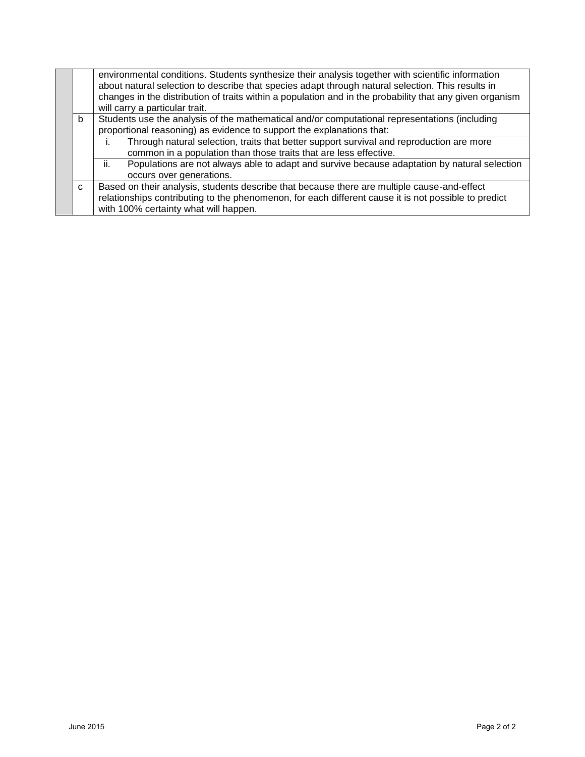| | | |
|---|---|---|
| | | environmental conditions. Students synthesize their analysis together with scientific information about natural selection to describe that species adapt through natural selection. This results in changes in the distribution of traits within a population and in the probability that any given organism will carry a particular trait. |
| | b | Students use the analysis of the mathematical and/or computational representations (including proportional reasoning) as evidence to support the explanations that: |
| | | i. Through natural selection, traits that better support survival and reproduction are more common in a population than those traits that are less effective. |
| | | ii. Populations are not always able to adapt and survive because adaptation by natural selection occurs over generations. |
| | c | Based on their analysis, students describe that because there are multiple cause-and-effect relationships contributing to the phenomenon, for each different cause it is not possible to predict with 100% certainty what will happen. |